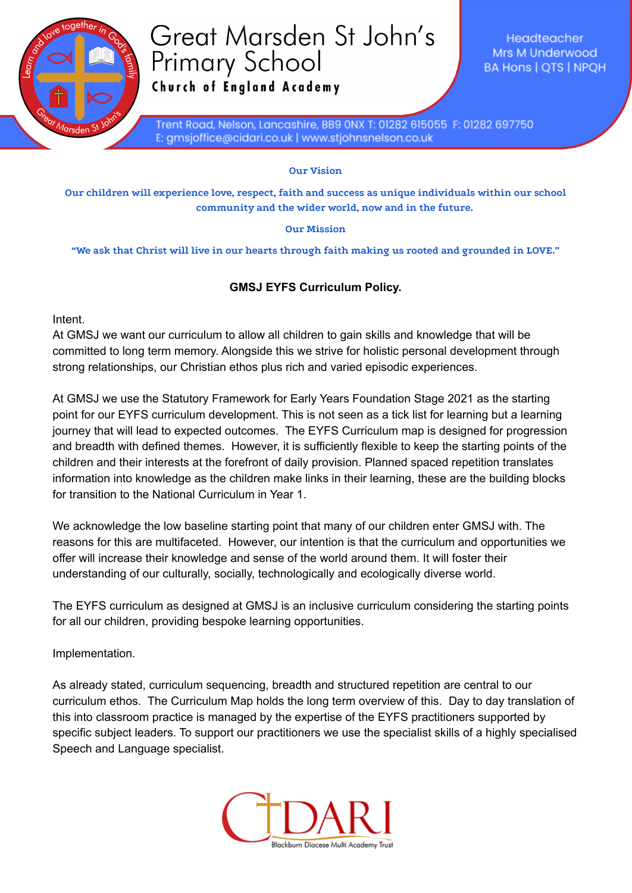# Great Marsden St John's Primary School

**Church of England Academy**

Headteacher
Mrs M Underwood
BA Hons | QTS | NPQH

Trent Road, Nelson, Lancashire, BB9 0NX T: 01282 615055 F: 01282 697750
E: gmsjoffice@cidari.co.uk | www.stjohnsnelson.co.uk

**Our Vision**

**Our children will experience love, respect, faith and success as unique individuals within our school community and the wider world, now and in the future.**

**Our Mission**

**"We ask that Christ will live in our hearts through faith making us rooted and grounded in LOVE."**

## GMSJ EYFS Curriculum Policy.

Intent.

At GMSJ we want our curriculum to allow all children to gain skills and knowledge that will be committed to long term memory. Alongside this we strive for holistic personal development through strong relationships, our Christian ethos plus rich and varied episodic experiences.

At GMSJ we use the Statutory Framework for Early Years Foundation Stage 2021 as the starting point for our EYFS curriculum development. This is not seen as a tick list for learning but a learning journey that will lead to expected outcomes. The EYFS Curriculum map is designed for progression and breadth with defined themes. However, it is sufficiently flexible to keep the starting points of the children and their interests at the forefront of daily provision. Planned spaced repetition translates information into knowledge as the children make links in their learning, these are the building blocks for transition to the National Curriculum in Year 1.

We acknowledge the low baseline starting point that many of our children enter GMSJ with. The reasons for this are multifaceted. However, our intention is that the curriculum and opportunities we offer will increase their knowledge and sense of the world around them. It will foster their understanding of our culturally, socially, technologically and ecologically diverse world.

The EYFS curriculum as designed at GMSJ is an inclusive curriculum considering the starting points for all our children, providing bespoke learning opportunities.

Implementation.

As already stated, curriculum sequencing, breadth and structured repetition are central to our curriculum ethos. The Curriculum Map holds the long term overview of this. Day to day translation of this into classroom practice is managed by the expertise of the EYFS practitioners supported by specific subject leaders. To support our practitioners we use the specialist skills of a highly specialised Speech and Language specialist.

CIDARI
Blackburn Diocese Multi Academy Trust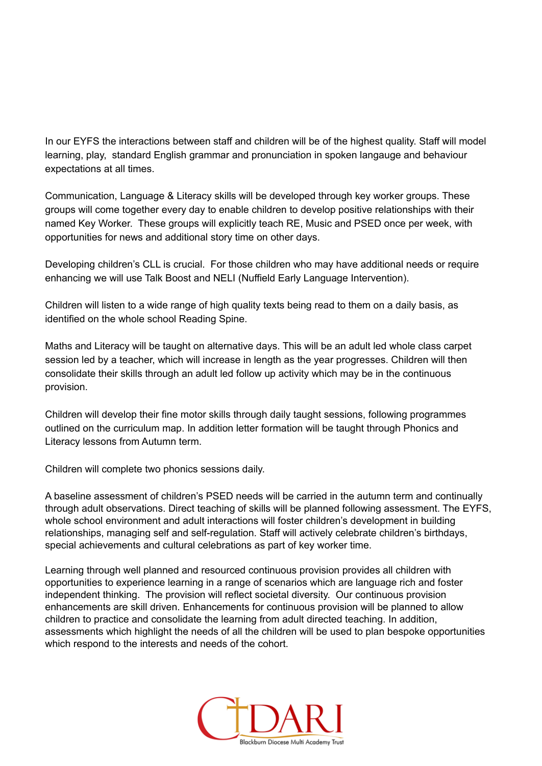In our EYFS the interactions between staff and children will be of the highest quality. Staff will model learning, play, standard English grammar and pronunciation in spoken langauge and behaviour expectations at all times.

Communication, Language & Literacy skills will be developed through key worker groups. These groups will come together every day to enable children to develop positive relationships with their named Key Worker. These groups will explicitly teach RE, Music and PSED once per week, with opportunities for news and additional story time on other days.

Developing children's CLL is crucial. For those children who may have additional needs or require enhancing we will use Talk Boost and NELI (Nuffield Early Language Intervention).

Children will listen to a wide range of high quality texts being read to them on a daily basis, as identified on the whole school Reading Spine.

Maths and Literacy will be taught on alternative days. This will be an adult led whole class carpet session led by a teacher, which will increase in length as the year progresses. Children will then consolidate their skills through an adult led follow up activity which may be in the continuous provision.

Children will develop their fine motor skills through daily taught sessions, following programmes outlined on the curriculum map. In addition letter formation will be taught through Phonics and Literacy lessons from Autumn term.

Children will complete two phonics sessions daily.

A baseline assessment of children's PSED needs will be carried in the autumn term and continually through adult observations. Direct teaching of skills will be planned following assessment. The EYFS, whole school environment and adult interactions will foster children's development in building relationships, managing self and self-regulation. Staff will actively celebrate children's birthdays, special achievements and cultural celebrations as part of key worker time.

Learning through well planned and resourced continuous provision provides all children with opportunities to experience learning in a range of scenarios which are language rich and foster independent thinking. The provision will reflect societal diversity. Our continuous provision enhancements are skill driven. Enhancements for continuous provision will be planned to allow children to practice and consolidate the learning from adult directed teaching. In addition, assessments which highlight the needs of all the children will be used to plan bespoke opportunities which respond to the interests and needs of the cohort.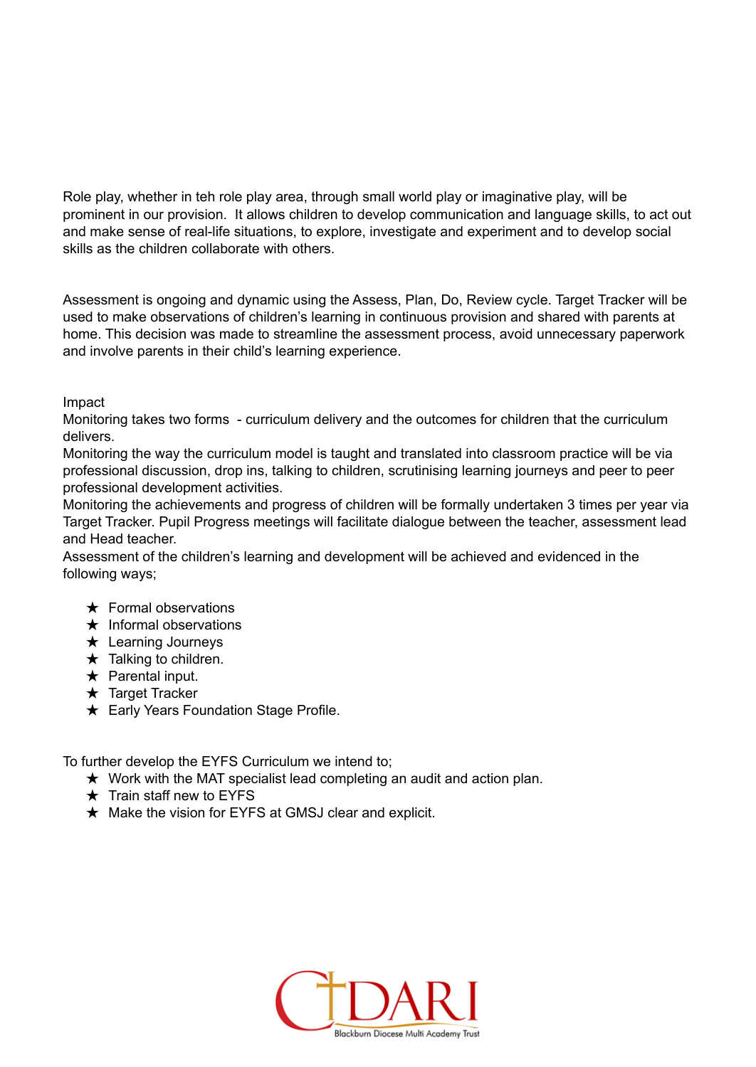Role play, whether in teh role play area, through small world play or imaginative play, will be prominent in our provision. It allows children to develop communication and language skills, to act out and make sense of real-life situations, to explore, investigate and experiment and to develop social skills as the children collaborate with others.

Assessment is ongoing and dynamic using the Assess, Plan, Do, Review cycle. Target Tracker will be used to make observations of children's learning in continuous provision and shared with parents at home. This decision was made to streamline the assessment process, avoid unnecessary paperwork and involve parents in their child's learning experience.

Impact

Monitoring takes two forms - curriculum delivery and the outcomes for children that the curriculum delivers.

Monitoring the way the curriculum model is taught and translated into classroom practice will be via professional discussion, drop ins, talking to children, scrutinising learning journeys and peer to peer professional development activities.

Monitoring the achievements and progress of children will be formally undertaken 3 times per year via Target Tracker. Pupil Progress meetings will facilitate dialogue between the teacher, assessment lead and Head teacher.

Assessment of the children's learning and development will be achieved and evidenced in the following ways;

- Formal observations
- Informal observations
- Learning Journeys
- Talking to children.
- Parental input.
- Target Tracker
- Early Years Foundation Stage Profile.

To further develop the EYFS Curriculum we intend to;

- Work with the MAT specialist lead completing an audit and action plan.
- Train staff new to EYFS
- Make the vision for EYFS at GMSJ clear and explicit.